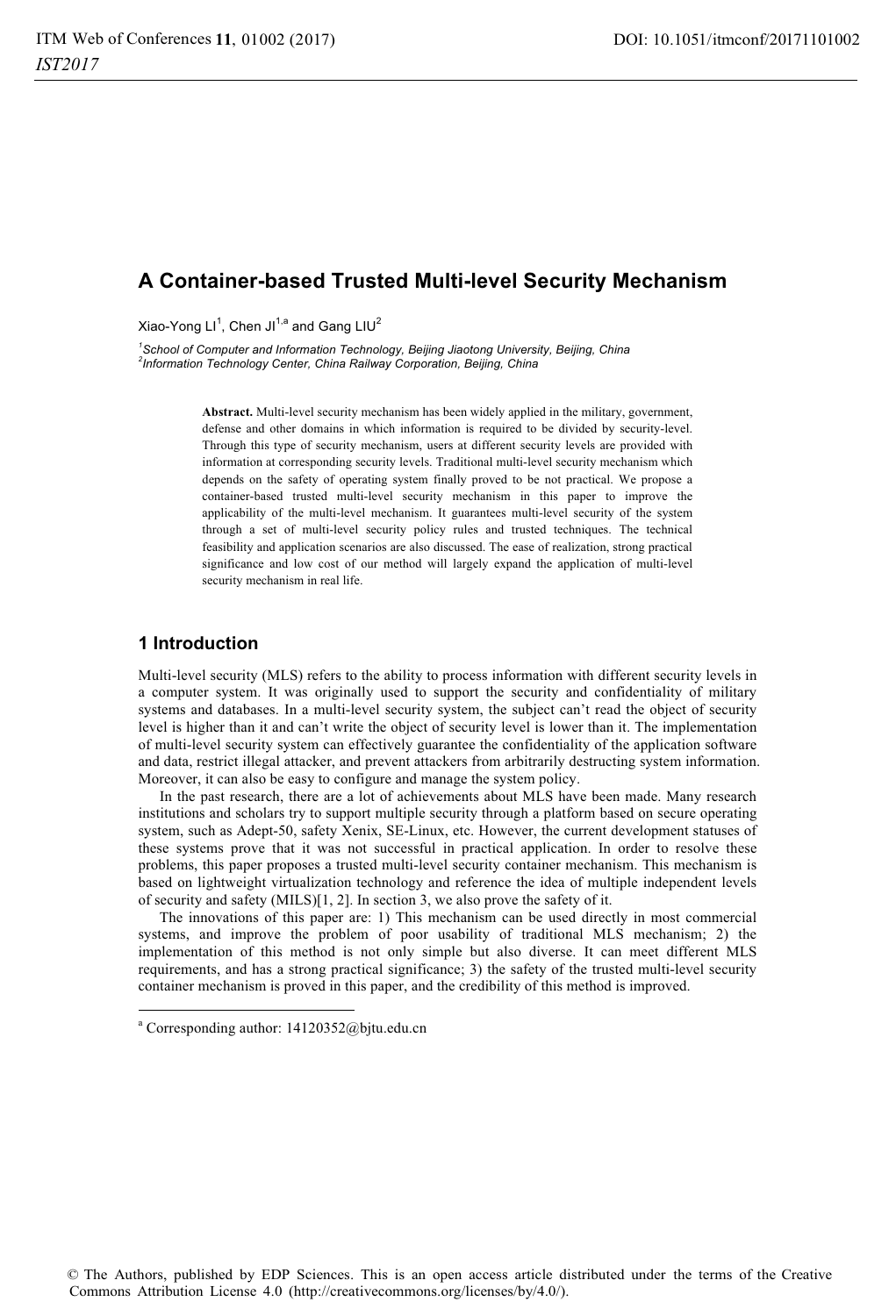# A Container-based Trusted Multi-level Security Mechanism

Xiao-Yong LI[1], Chen JI[1,a] and Gang LIU[2]

[1]*School of Computer and Information Technology, Beijing Jiaotong University, Beijing, China*
[2]*Information Technology Center, China Railway Corporation, Beijing, China*

**Abstract.** Multi-level security mechanism has been widely applied in the military, government, defense and other domains in which information is required to be divided by security-level. Through this type of security mechanism, users at different security levels are provided with information at corresponding security levels. Traditional multi-level security mechanism which depends on the safety of operating system finally proved to be not practical. We propose a container-based trusted multi-level security mechanism in this paper to improve the applicability of the multi-level mechanism. It guarantees multi-level security of the system through a set of multi-level security policy rules and trusted techniques. The technical feasibility and application scenarios are also discussed. The ease of realization, strong practical significance and low cost of our method will largely expand the application of multi-level security mechanism in real life.

## 1 Introduction

Multi-level security (MLS) refers to the ability to process information with different security levels in a computer system. It was originally used to support the security and confidentiality of military systems and databases. In a multi-level security system, the subject can't read the object of security level is higher than it and can't write the object of security level is lower than it. The implementation of multi-level security system can effectively guarantee the confidentiality of the application software and data, restrict illegal attacker, and prevent attackers from arbitrarily destructing system information. Moreover, it can also be easy to configure and manage the system policy.

In the past research, there are a lot of achievements about MLS have been made. Many research institutions and scholars try to support multiple security through a platform based on secure operating system, such as Adept-50, safety Xenix, SE-Linux, etc. However, the current development statuses of these systems prove that it was not successful in practical application. In order to resolve these problems, this paper proposes a trusted multi-level security container mechanism. This mechanism is based on lightweight virtualization technology and reference the idea of multiple independent levels of security and safety (MILS)[1, 2]. In section 3, we also prove the safety of it.

The innovations of this paper are: 1) This mechanism can be used directly in most commercial systems, and improve the problem of poor usability of traditional MLS mechanism; 2) the implementation of this method is not only simple but also diverse. It can meet different MLS requirements, and has a strong practical significance; 3) the safety of the trusted multi-level security container mechanism is proved in this paper, and the credibility of this method is improved.

---

[a] Corresponding author: 14120352@bjtu.edu.cn

© The Authors, published by EDP Sciences. This is an open access article distributed under the terms of the Creative Commons Attribution License 4.0 (http://creativecommons.org/licenses/by/4.0/).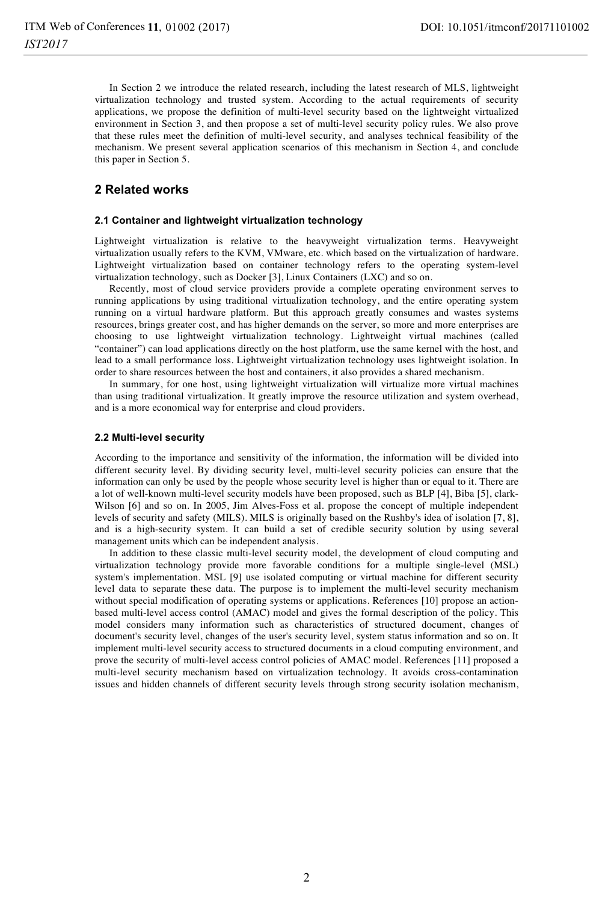In Section 2 we introduce the related research, including the latest research of MLS, lightweight virtualization technology and trusted system. According to the actual requirements of security applications, we propose the definition of multi-level security based on the lightweight virtualized environment in Section 3, and then propose a set of multi-level security policy rules. We also prove that these rules meet the definition of multi-level security, and analyses technical feasibility of the mechanism. We present several application scenarios of this mechanism in Section 4, and conclude this paper in Section 5.

## 2 Related works

### 2.1 Container and lightweight virtualization technology

Lightweight virtualization is relative to the heavyweight virtualization terms. Heavyweight virtualization usually refers to the KVM, VMware, etc. which based on the virtualization of hardware. Lightweight virtualization based on container technology refers to the operating system-level virtualization technology, such as Docker [3], Linux Containers (LXC) and so on.

Recently, most of cloud service providers provide a complete operating environment serves to running applications by using traditional virtualization technology, and the entire operating system running on a virtual hardware platform. But this approach greatly consumes and wastes systems resources, brings greater cost, and has higher demands on the server, so more and more enterprises are choosing to use lightweight virtualization technology. Lightweight virtual machines (called "container") can load applications directly on the host platform, use the same kernel with the host, and lead to a small performance loss. Lightweight virtualization technology uses lightweight isolation. In order to share resources between the host and containers, it also provides a shared mechanism.

In summary, for one host, using lightweight virtualization will virtualize more virtual machines than using traditional virtualization. It greatly improve the resource utilization and system overhead, and is a more economical way for enterprise and cloud providers.

### 2.2 Multi-level security

According to the importance and sensitivity of the information, the information will be divided into different security level. By dividing security level, multi-level security policies can ensure that the information can only be used by the people whose security level is higher than or equal to it. There are a lot of well-known multi-level security models have been proposed, such as BLP [4], Biba [5], clark-Wilson [6] and so on. In 2005, Jim Alves-Foss et al. propose the concept of multiple independent levels of security and safety (MILS). MILS is originally based on the Rushby's idea of isolation [7, 8], and is a high-security system. It can build a set of credible security solution by using several management units which can be independent analysis.

In addition to these classic multi-level security model, the development of cloud computing and virtualization technology provide more favorable conditions for a multiple single-level (MSL) system's implementation. MSL [9] use isolated computing or virtual machine for different security level data to separate these data. The purpose is to implement the multi-level security mechanism without special modification of operating systems or applications. References [10] propose an action-based multi-level access control (AMAC) model and gives the formal description of the policy. This model considers many information such as characteristics of structured document, changes of document's security level, changes of the user's security level, system status information and so on. It implement multi-level security access to structured documents in a cloud computing environment, and prove the security of multi-level access control policies of AMAC model. References [11] proposed a multi-level security mechanism based on virtualization technology. It avoids cross-contamination issues and hidden channels of different security levels through strong security isolation mechanism,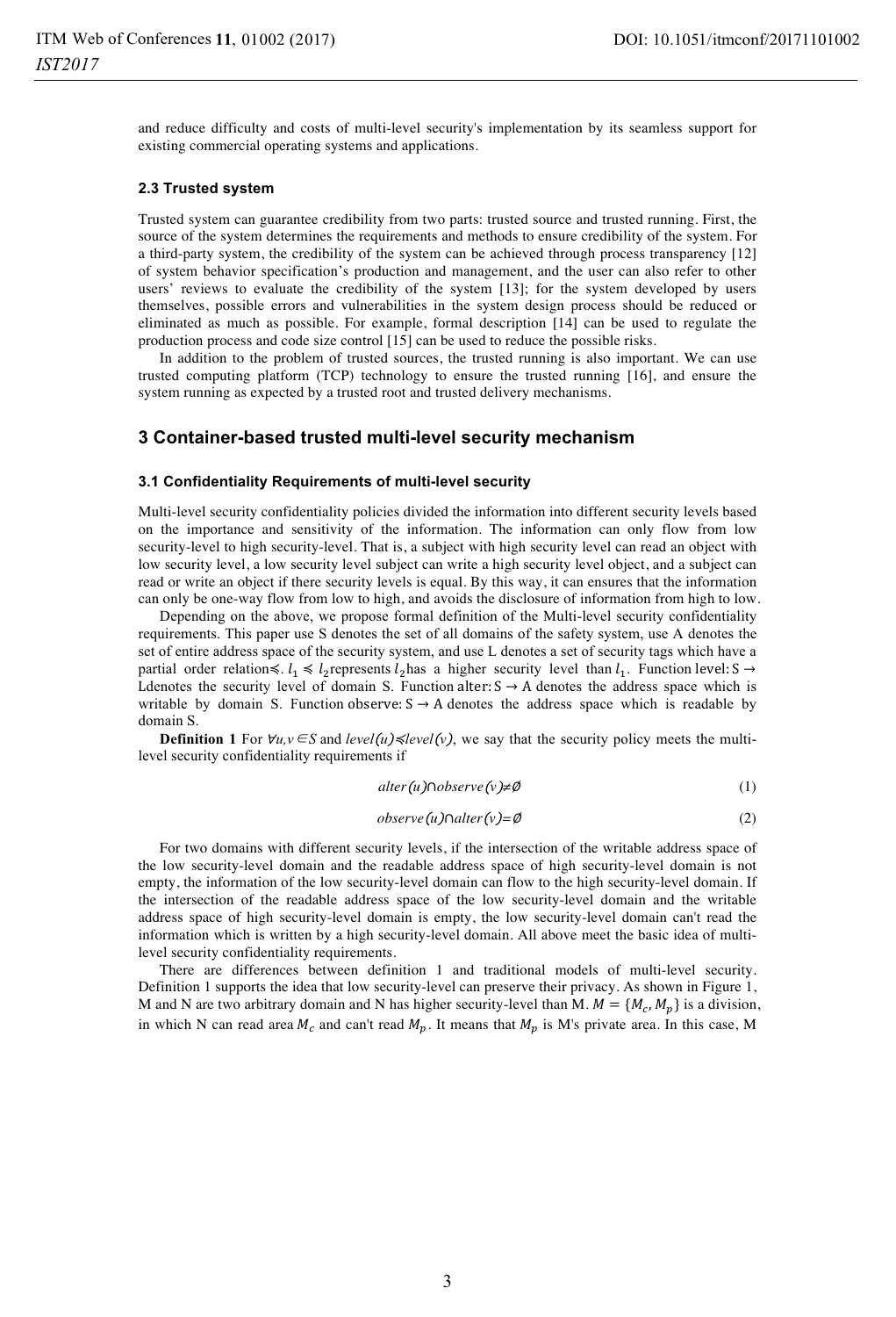and reduce difficulty and costs of multi-level security's implementation by its seamless support for existing commercial operating systems and applications.

### 2.3 Trusted system

Trusted system can guarantee credibility from two parts: trusted source and trusted running. First, the source of the system determines the requirements and methods to ensure credibility of the system. For a third-party system, the credibility of the system can be achieved through process transparency [12] of system behavior specification's production and management, and the user can also refer to other users' reviews to evaluate the credibility of the system [13]; for the system developed by users themselves, possible errors and vulnerabilities in the system design process should be reduced or eliminated as much as possible. For example, formal description [14] can be used to regulate the production process and code size control [15] can be used to reduce the possible risks.

In addition to the problem of trusted sources, the trusted running is also important. We can use trusted computing platform (TCP) technology to ensure the trusted running [16], and ensure the system running as expected by a trusted root and trusted delivery mechanisms.

## 3 Container-based trusted multi-level security mechanism

### 3.1 Confidentiality Requirements of multi-level security

Multi-level security confidentiality policies divided the information into different security levels based on the importance and sensitivity of the information. The information can only flow from low security-level to high security-level. That is, a subject with high security level can read an object with low security level, a low security level subject can write a high security level object, and a subject can read or write an object if there security levels is equal. By this way, it can ensures that the information can only be one-way flow from low to high, and avoids the disclosure of information from high to low.

Depending on the above, we propose formal definition of the Multi-level security confidentiality requirements. This paper use S denotes the set of all domains of the safety system, use A denotes the set of entire address space of the security system, and use L denotes a set of security tags which have a partial order relation$\preccurlyeq$. $l_1 \preccurlyeq l_2$represents $l_2$has a higher security level than $l_1$. Function level: $S \rightarrow$ Ldenotes the security level of domain S. Function alter: $S \rightarrow A$ denotes the address space which is writable by domain S. Function observe: $S \rightarrow A$ denotes the address space which is readable by domain S.

**Definition 1** For $\forall u,v \in S$ and $level(u) \preccurlyeq level(v)$, we say that the security policy meets the multi-level security confidentiality requirements if

$$alter(u) \cap observe(v) \neq \emptyset \tag{1}$$

$$observe(u) \cap alter(v) = \emptyset \tag{2}$$

For two domains with different security levels, if the intersection of the writable address space of the low security-level domain and the readable address space of high security-level domain is not empty, the information of the low security-level domain can flow to the high security-level domain. If the intersection of the readable address space of the low security-level domain and the writable address space of high security-level domain is empty, the low security-level domain can't read the information which is written by a high security-level domain. All above meet the basic idea of multi-level security confidentiality requirements.

There are differences between definition 1 and traditional models of multi-level security. Definition 1 supports the idea that low security-level can preserve their privacy. As shown in Figure 1, M and N are two arbitrary domain and N has higher security-level than M. $M = \{M_c, M_p\}$ is a division, in which N can read area $M_c$ and can't read $M_p$. It means that $M_p$ is M's private area. In this case, M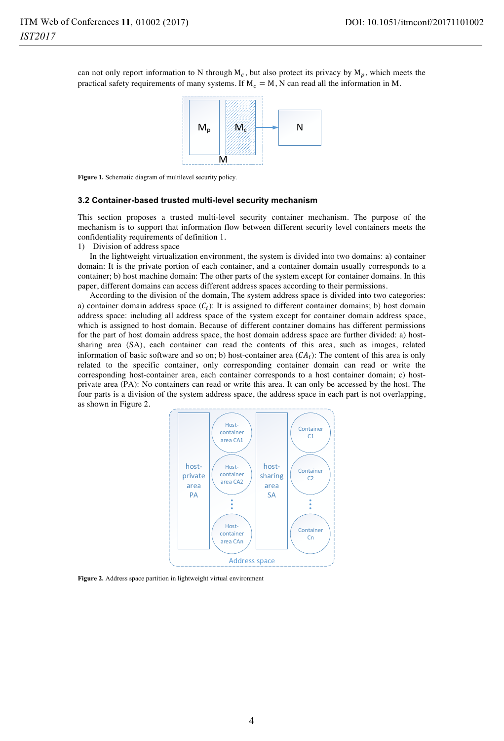can not only report information to N through $M_c$, but also protect its privacy by $M_p$, which meets the practical safety requirements of many systems. If $M_c = M$, N can read all the information in M.

**Figure 1.** Schematic diagram of multilevel security policy.

### 3.2 Container-based trusted multi-level security mechanism

This section proposes a trusted multi-level security container mechanism. The purpose of the mechanism is to support that information flow between different security level containers meets the confidentiality requirements of definition 1.

1) Division of address space

In the lightweight virtualization environment, the system is divided into two domains: a) container domain: It is the private portion of each container, and a container domain usually corresponds to a container; b) host machine domain: The other parts of the system except for container domains. In this paper, different domains can access different address spaces according to their permissions.

According to the division of the domain, The system address space is divided into two categories: a) container domain address space ($C_i$): It is assigned to different container domains; b) host domain address space: including all address space of the system except for container domain address space, which is assigned to host domain. Because of different container domains has different permissions for the part of host domain address space, the host domain address space are further divided: a) host-sharing area (SA), each container can read the contents of this area, such as images, related information of basic software and so on; b) host-container area ($CA_i$): The content of this area is only related to the specific container, only corresponding container domain can read or write the corresponding host-container area, each container corresponds to a host container domain; c) host-private area (PA): No containers can read or write this area. It can only be accessed by the host. The four parts is a division of the system address space, the address space in each part is not overlapping, as shown in Figure 2.

**Figure 2.** Address space partition in lightweight virtual environment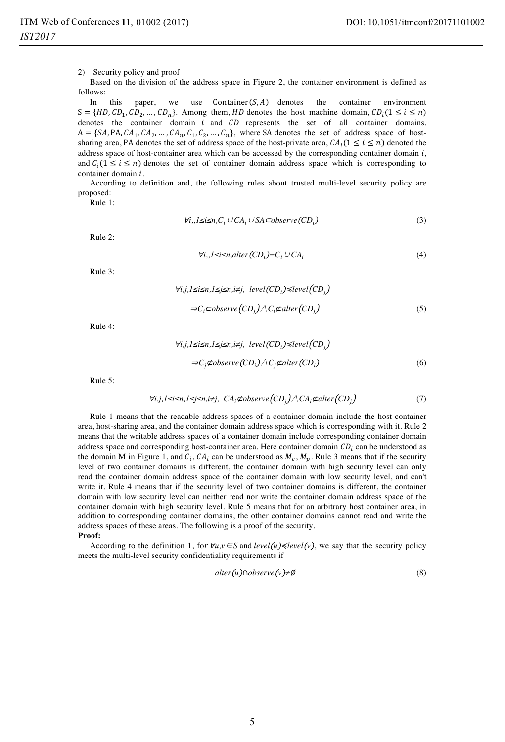2) Security policy and proof

Based on the division of the address space in Figure 2, the container environment is defined as follows:

In this paper, we use $\text{Container}(S, A)$ denotes the container environment $S = \{HD, CD_1, CD_2, \ldots, CD_n\}$. Among them, $HD$ denotes the host machine domain, $CD_i (1 \leq i \leq n)$ denotes the container domain $i$ and $CD$ represents the set of all container domains. $A = \{SA, PA, CA_1, CA_2, \ldots, CA_n, C_1, C_2, \ldots, C_n\}$, where SA denotes the set of address space of host-sharing area, PA denotes the set of address space of the host-private area, $CA_i (1 \leq i \leq n)$ denoted the address space of host-container area which can be accessed by the corresponding container domain $i$, and $C_i (1 \leq i \leq n)$ denotes the set of container domain address space which is corresponding to container domain $i$.

According to definition and, the following rules about trusted multi-level security policy are proposed:

Rule 1:

$$\forall i, 1 \leq i \leq n, C_i \cup CA_i \cup SA \subset observe(CD_i) \tag{3}$$

Rule 2:

$$\forall i, 1 \leq i \leq n, alter(CD_i) = C_i \cup CA_i \tag{4}$$

Rule 3:

$$\forall i,j, 1 \leq i \leq n, 1 \leq j \leq n, i \neq j,\ level(CD_i) \preccurlyeq level(CD_j)$$
$$\Rightarrow C_i \subset observe(CD_j) \wedge C_i \not\subset alter(CD_j) \tag{5}$$

Rule 4:

$$\forall i,j, 1 \leq i \leq n, 1 \leq j \leq n, i \neq j,\ level(CD_i) \preccurlyeq level(CD_j)$$
$$\Rightarrow C_j \not\subset observe(CD_i) \wedge C_j \not\subset alter(CD_i) \tag{6}$$

Rule 5:

$$\forall i,j, 1 \leq i \leq n, 1 \leq j \leq n, i \neq j,\ CA_i \not\subset observe(CD_j) \wedge CA_i \not\subset alter(CD_j) \tag{7}$$

Rule 1 means that the readable address spaces of a container domain include the host-container area, host-sharing area, and the container domain address space which is corresponding with it. Rule 2 means that the writable address spaces of a container domain include corresponding container domain address space and corresponding host-container area. Here container domain $CD_i$ can be understood as the domain M in Figure 1, and $C_i$, $CA_i$ can be understood as $M_c$, $M_p$. Rule 3 means that if the security level of two container domains is different, the container domain with high security level can only read the container domain address space of the container domain with low security level, and can't write it. Rule 4 means that if the security level of two container domains is different, the container domain with low security level can neither read nor write the container domain address space of the container domain with high security level. Rule 5 means that for an arbitrary host container area, in addition to corresponding container domains, the other container domains cannot read and write the address spaces of these areas. The following is a proof of the security.

**Proof:**

According to the definition 1, for $\forall u,v \in S$ and $level(u) \preccurlyeq level(v)$, we say that the security policy meets the multi-level security confidentiality requirements if

$$alter(u) \cap observe(v) \neq \emptyset \tag{8}$$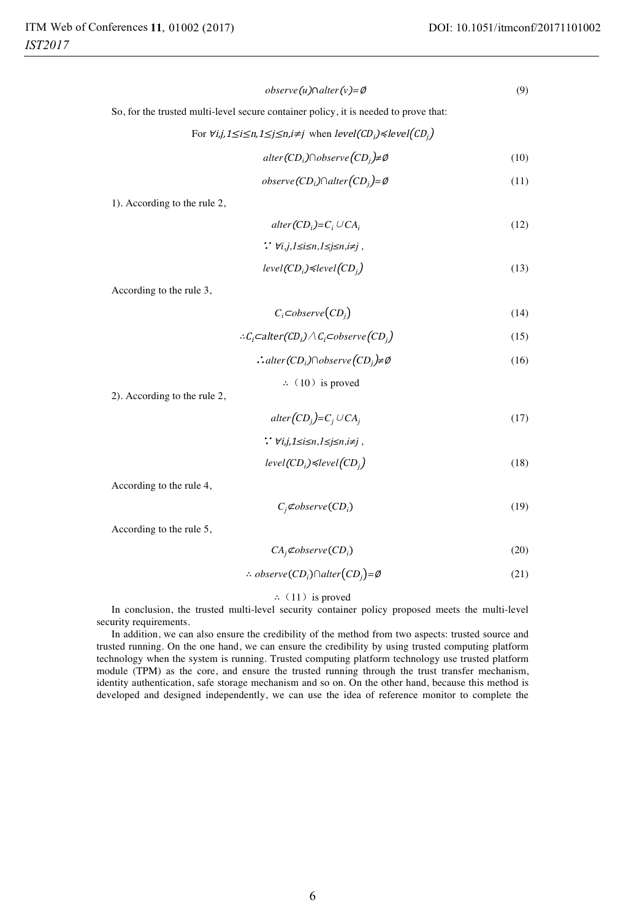$$observe(u) \cap alter(v) = \emptyset \tag{9}$$

So, for the trusted multi-level secure container policy, it is needed to prove that:

For $\forall i,j,1 \leq i \leq n,1 \leq j \leq n,i \neq j$ when $level(CD_i) \preccurlyeq level(CD_j)$

$$alter(CD_i) \cap observe(CD_j) \neq \emptyset \tag{10}$$

$$observe(CD_i) \cap alter(CD_j) = \emptyset \tag{11}$$

1). According to the rule 2,

$$alter(CD_i) = C_i \cup CA_i \tag{12}$$

$$\because \forall i,j,1 \leq i \leq n,1 \leq j \leq n,i \neq j,$$

$$level(CD_i) \preccurlyeq level(CD_j) \tag{13}$$

According to the rule 3,

$$C_i \subset observe(CD_j) \tag{14}$$

$$\therefore C_i \subset alter(CD_i) \wedge C_i \subset observe(CD_j) \tag{15}$$

$$\therefore alter(CD_i) \cap observe(CD_j) \neq \emptyset \tag{16}$$

$\therefore$（10）is proved

2). According to the rule 2,

$$alter(CD_j) = C_j \cup CA_j \tag{17}$$

$$\because \forall i,j,1 \leq i \leq n,1 \leq j \leq n,i \neq j,$$

$$level(CD_i) \preccurlyeq level(CD_j) \tag{18}$$

According to the rule 4,

$$C_j \not\subset observe(CD_i) \tag{19}$$

According to the rule 5,

$$CA_j \not\subset observe(CD_i) \tag{20}$$

$$\therefore observe(CD_i) \cap alter(CD_j) = \emptyset \tag{21}$$

$\therefore$（11）is proved

In conclusion, the trusted multi-level security container policy proposed meets the multi-level security requirements.

In addition, we can also ensure the credibility of the method from two aspects: trusted source and trusted running. On the one hand, we can ensure the credibility by using trusted computing platform technology when the system is running. Trusted computing platform technology use trusted platform module (TPM) as the core, and ensure the trusted running through the trust transfer mechanism, identity authentication, safe storage mechanism and so on. On the other hand, because this method is developed and designed independently, we can use the idea of reference monitor to complete the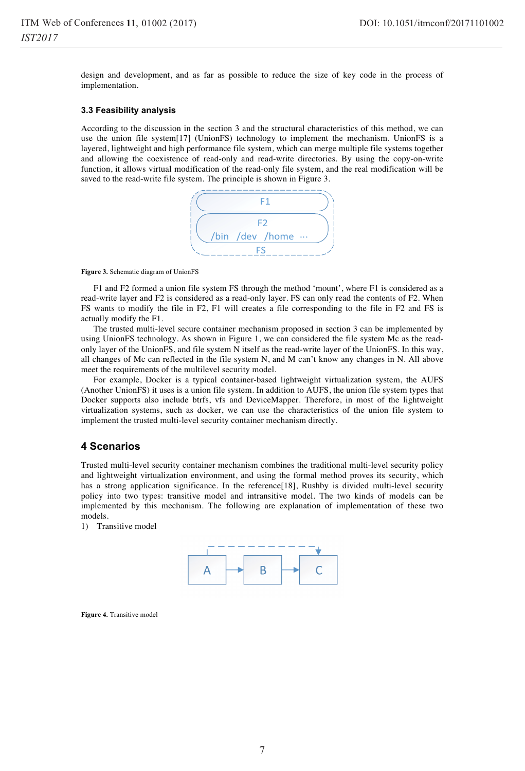design and development, and as far as possible to reduce the size of key code in the process of implementation.

### 3.3 Feasibility analysis

According to the discussion in the section 3 and the structural characteristics of this method, we can use the union file system[17] (UnionFS) technology to implement the mechanism. UnionFS is a layered, lightweight and high performance file system, which can merge multiple file systems together and allowing the coexistence of read-only and read-write directories. By using the copy-on-write function, it allows virtual modification of the read-only file system, and the real modification will be saved to the read-write file system. The principle is shown in Figure 3.

**Figure 3.** Schematic diagram of UnionFS

F1 and F2 formed a union file system FS through the method 'mount', where F1 is considered as a read-write layer and F2 is considered as a read-only layer. FS can only read the contents of F2. When FS wants to modify the file in F2, F1 will creates a file corresponding to the file in F2 and FS is actually modify the F1.

The trusted multi-level secure container mechanism proposed in section 3 can be implemented by using UnionFS technology. As shown in Figure 1, we can considered the file system Mc as the read-only layer of the UnionFS, and file system N itself as the read-write layer of the UnionFS. In this way, all changes of Mc can reflected in the file system N, and M can't know any changes in N. All above meet the requirements of the multilevel security model.

For example, Docker is a typical container-based lightweight virtualization system, the AUFS (Another UnionFS) it uses is a union file system. In addition to AUFS, the union file system types that Docker supports also include btrfs, vfs and DeviceMapper. Therefore, in most of the lightweight virtualization systems, such as docker, we can use the characteristics of the union file system to implement the trusted multi-level security container mechanism directly.

## 4 Scenarios

Trusted multi-level security container mechanism combines the traditional multi-level security policy and lightweight virtualization environment, and using the formal method proves its security, which has a strong application significance. In the reference[18], Rushby is divided multi-level security policy into two types: transitive model and intransitive model. The two kinds of models can be implemented by this mechanism. The following are explanation of implementation of these two models.

1) Transitive model

**Figure 4.** Transitive model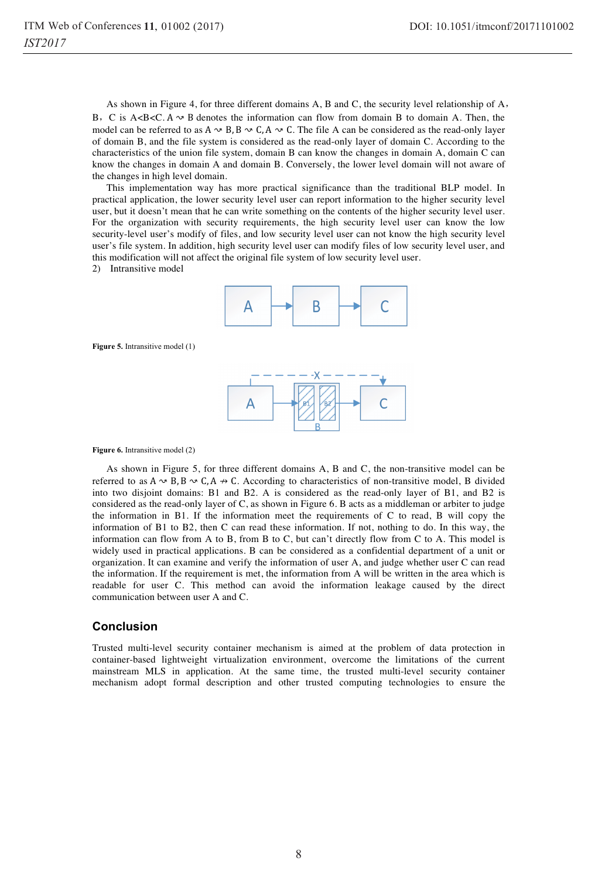As shown in Figure 4, for three different domains A, B and C, the security level relationship of A，B，C is A<B<C. $A \rightsquigarrow B$ denotes the information can flow from domain B to domain A. Then, the model can be referred to as $A \rightsquigarrow B, B \rightsquigarrow C, A \rightsquigarrow C$. The file A can be considered as the read-only layer of domain B, and the file system is considered as the read-only layer of domain C. According to the characteristics of the union file system, domain B can know the changes in domain A, domain C can know the changes in domain A and domain B. Conversely, the lower level domain will not aware of the changes in high level domain.

This implementation way has more practical significance than the traditional BLP model. In practical application, the lower security level user can report information to the higher security level user, but it doesn't mean that he can write something on the contents of the higher security level user. For the organization with security requirements, the high security level user can know the low security-level user's modify of files, and low security level user can not know the high security level user's file system. In addition, high security level user can modify files of low security level user, and this modification will not affect the original file system of low security level user.

2) Intransitive model

**Figure 5.** Intransitive model (1)

**Figure 6.** Intransitive model (2)

As shown in Figure 5, for three different domains A, B and C, the non-transitive model can be referred to as $A \rightsquigarrow B, B \rightsquigarrow C, A \not\rightsquigarrow C$. According to characteristics of non-transitive model, B divided into two disjoint domains: B1 and B2. A is considered as the read-only layer of B1, and B2 is considered as the read-only layer of C, as shown in Figure 6. B acts as a middleman or arbiter to judge the information in B1. If the information meet the requirements of C to read, B will copy the information of B1 to B2, then C can read these information. If not, nothing to do. In this way, the information can flow from A to B, from B to C, but can't directly flow from C to A. This model is widely used in practical applications. B can be considered as a confidential department of a unit or organization. It can examine and verify the information of user A, and judge whether user C can read the information. If the requirement is met, the information from A will be written in the area which is readable for user C. This method can avoid the information leakage caused by the direct communication between user A and C.

## Conclusion

Trusted multi-level security container mechanism is aimed at the problem of data protection in container-based lightweight virtualization environment, overcome the limitations of the current mainstream MLS in application. At the same time, the trusted multi-level security container mechanism adopt formal description and other trusted computing technologies to ensure the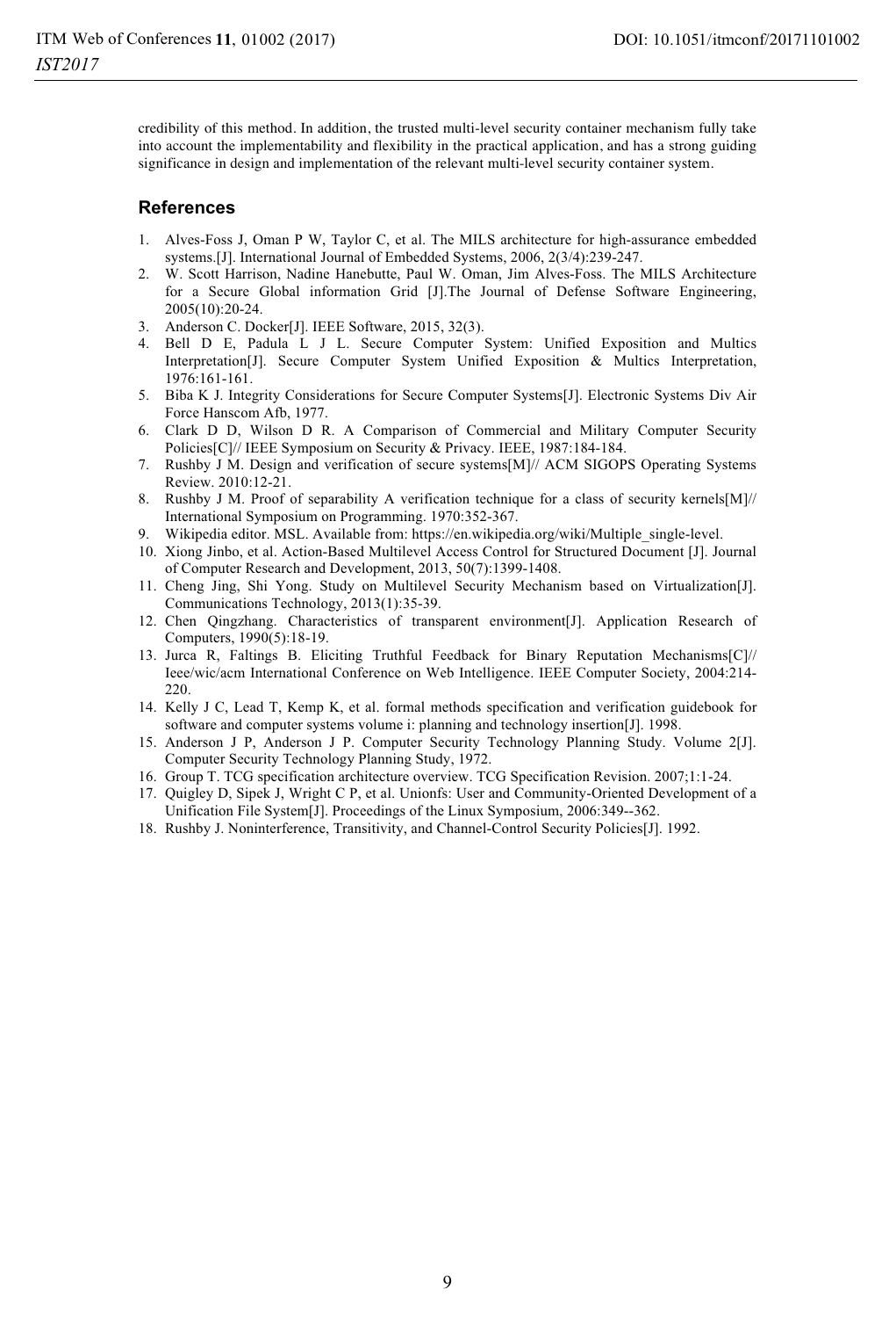credibility of this method. In addition, the trusted multi-level security container mechanism fully take into account the implementability and flexibility in the practical application, and has a strong guiding significance in design and implementation of the relevant multi-level security container system.

## References

1. Alves-Foss J, Oman P W, Taylor C, et al. The MILS architecture for high-assurance embedded systems.[J]. International Journal of Embedded Systems, 2006, 2(3/4):239-247.
2. W. Scott Harrison, Nadine Hanebutte, Paul W. Oman, Jim Alves-Foss. The MILS Architecture for a Secure Global information Grid [J].The Journal of Defense Software Engineering, 2005(10):20-24.
3. Anderson C. Docker[J]. IEEE Software, 2015, 32(3).
4. Bell D E, Padula L J L. Secure Computer System: Unified Exposition and Multics Interpretation[J]. Secure Computer System Unified Exposition & Multics Interpretation, 1976:161-161.
5. Biba K J. Integrity Considerations for Secure Computer Systems[J]. Electronic Systems Div Air Force Hanscom Afb, 1977.
6. Clark D D, Wilson D R. A Comparison of Commercial and Military Computer Security Policies[C]// IEEE Symposium on Security & Privacy. IEEE, 1987:184-184.
7. Rushby J M. Design and verification of secure systems[M]// ACM SIGOPS Operating Systems Review. 2010:12-21.
8. Rushby J M. Proof of separability A verification technique for a class of security kernels[M]// International Symposium on Programming. 1970:352-367.
9. Wikipedia editor. MSL. Available from: https://en.wikipedia.org/wiki/Multiple_single-level.
10. Xiong Jinbo, et al. Action-Based Multilevel Access Control for Structured Document [J]. Journal of Computer Research and Development, 2013, 50(7):1399-1408.
11. Cheng Jing, Shi Yong. Study on Multilevel Security Mechanism based on Virtualization[J]. Communications Technology, 2013(1):35-39.
12. Chen Qingzhang. Characteristics of transparent environment[J]. Application Research of Computers, 1990(5):18-19.
13. Jurca R, Faltings B. Eliciting Truthful Feedback for Binary Reputation Mechanisms[C]// Ieee/wic/acm International Conference on Web Intelligence. IEEE Computer Society, 2004:214-220.
14. Kelly J C, Lead T, Kemp K, et al. formal methods specification and verification guidebook for software and computer systems volume i: planning and technology insertion[J]. 1998.
15. Anderson J P, Anderson J P. Computer Security Technology Planning Study. Volume 2[J]. Computer Security Technology Planning Study, 1972.
16. Group T. TCG specification architecture overview. TCG Specification Revision. 2007;1:1-24.
17. Quigley D, Sipek J, Wright C P, et al. Unionfs: User and Community-Oriented Development of a Unification File System[J]. Proceedings of the Linux Symposium, 2006:349--362.
18. Rushby J. Noninterference, Transitivity, and Channel-Control Security Policies[J]. 1992.